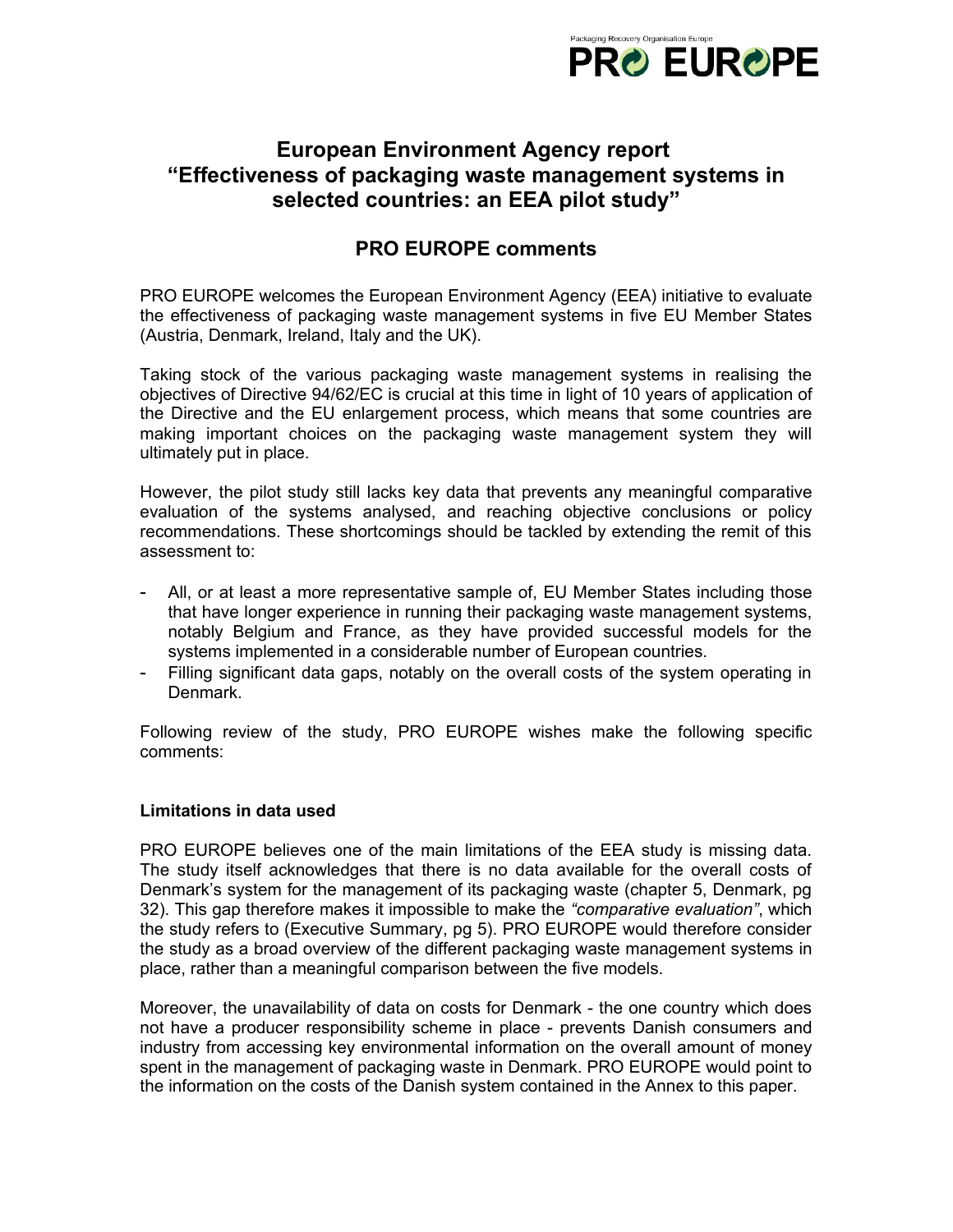Packaging Recovery Organisation Europe

PRO EUROPE

# European Environment Agency report "Effectiveness of packaging waste management systems in selected countries: an EEA pilot study"

## PRO EUROPE comments

PRO EUROPE welcomes the European Environment Agency (EEA) initiative to evaluate the effectiveness of packaging waste management systems in five EU Member States (Austria, Denmark, Ireland, Italy and the UK).

Taking stock of the various packaging waste management systems in realising the objectives of Directive 94/62/EC is crucial at this time in light of 10 years of application of the Directive and the EU enlargement process, which means that some countries are making important choices on the packaging waste management system they will ultimately put in place.

However, the pilot study still lacks key data that prevents any meaningful comparative evaluation of the systems analysed, and reaching objective conclusions or policy recommendations. These shortcomings should be tackled by extending the remit of this assessment to:

- All, or at least a more representative sample of, EU Member States including those that have longer experience in running their packaging waste management systems, notably Belgium and France, as they have provided successful models for the systems implemented in a considerable number of European countries.
- Filling significant data gaps, notably on the overall costs of the system operating in Denmark.

Following review of the study, PRO EUROPE wishes make the following specific comments:

**Limitations in data used**

PRO EUROPE believes one of the main limitations of the EEA study is missing data. The study itself acknowledges that there is no data available for the overall costs of Denmark's system for the management of its packaging waste (chapter 5, Denmark, pg 32). This gap therefore makes it impossible to make the *"comparative evaluation"*, which the study refers to (Executive Summary, pg 5). PRO EUROPE would therefore consider the study as a broad overview of the different packaging waste management systems in place, rather than a meaningful comparison between the five models.

Moreover, the unavailability of data on costs for Denmark - the one country which does not have a producer responsibility scheme in place - prevents Danish consumers and industry from accessing key environmental information on the overall amount of money spent in the management of packaging waste in Denmark. PRO EUROPE would point to the information on the costs of the Danish system contained in the Annex to this paper.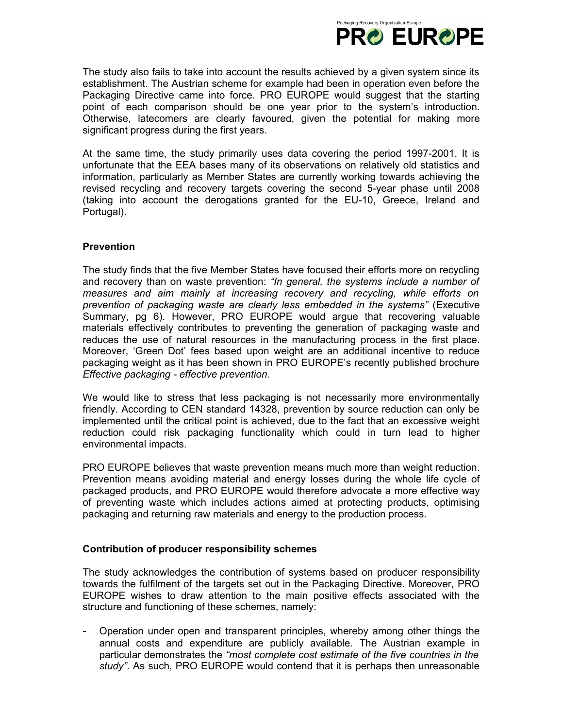The study also fails to take into account the results achieved by a given system since its establishment. The Austrian scheme for example had been in operation even before the Packaging Directive came into force. PRO EUROPE would suggest that the starting point of each comparison should be one year prior to the system's introduction. Otherwise, latecomers are clearly favoured, given the potential for making more significant progress during the first years.

At the same time, the study primarily uses data covering the period 1997-2001. It is unfortunate that the EEA bases many of its observations on relatively old statistics and information, particularly as Member States are currently working towards achieving the revised recycling and recovery targets covering the second 5-year phase until 2008 (taking into account the derogations granted for the EU-10, Greece, Ireland and Portugal).

### Prevention

The study finds that the five Member States have focused their efforts more on recycling and recovery than on waste prevention: *"In general, the systems include a number of measures and aim mainly at increasing recovery and recycling, while efforts on prevention of packaging waste are clearly less embedded in the systems"* (Executive Summary, pg 6). However, PRO EUROPE would argue that recovering valuable materials effectively contributes to preventing the generation of packaging waste and reduces the use of natural resources in the manufacturing process in the first place. Moreover, 'Green Dot' fees based upon weight are an additional incentive to reduce packaging weight as it has been shown in PRO EUROPE's recently published brochure *Effective packaging - effective prevention*.

We would like to stress that less packaging is not necessarily more environmentally friendly. According to CEN standard 14328, prevention by source reduction can only be implemented until the critical point is achieved, due to the fact that an excessive weight reduction could risk packaging functionality which could in turn lead to higher environmental impacts.

PRO EUROPE believes that waste prevention means much more than weight reduction. Prevention means avoiding material and energy losses during the whole life cycle of packaged products, and PRO EUROPE would therefore advocate a more effective way of preventing waste which includes actions aimed at protecting products, optimising packaging and returning raw materials and energy to the production process.

### Contribution of producer responsibility schemes

The study acknowledges the contribution of systems based on producer responsibility towards the fulfilment of the targets set out in the Packaging Directive. Moreover, PRO EUROPE wishes to draw attention to the main positive effects associated with the structure and functioning of these schemes, namely:

- Operation under open and transparent principles, whereby among other things the annual costs and expenditure are publicly available. The Austrian example in particular demonstrates the *"most complete cost estimate of the five countries in the study"*. As such, PRO EUROPE would contend that it is perhaps then unreasonable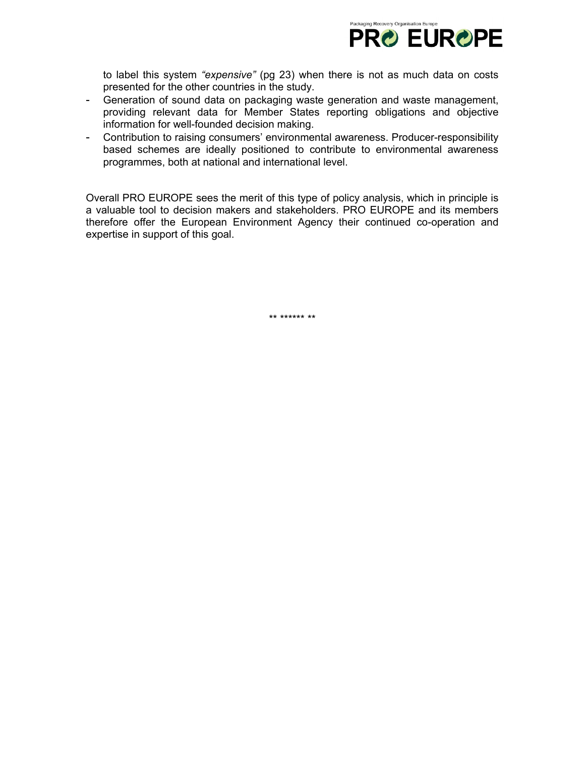to label this system *"expensive"* (pg 23) when there is not as much data on costs presented for the other countries in the study.

- Generation of sound data on packaging waste generation and waste management, providing relevant data for Member States reporting obligations and objective information for well-founded decision making.
- Contribution to raising consumers' environmental awareness. Producer-responsibility based schemes are ideally positioned to contribute to environmental awareness programmes, both at national and international level.

Overall PRO EUROPE sees the merit of this type of policy analysis, which in principle is a valuable tool to decision makers and stakeholders. PRO EUROPE and its members therefore offer the European Environment Agency their continued co-operation and expertise in support of this goal.

** ****** **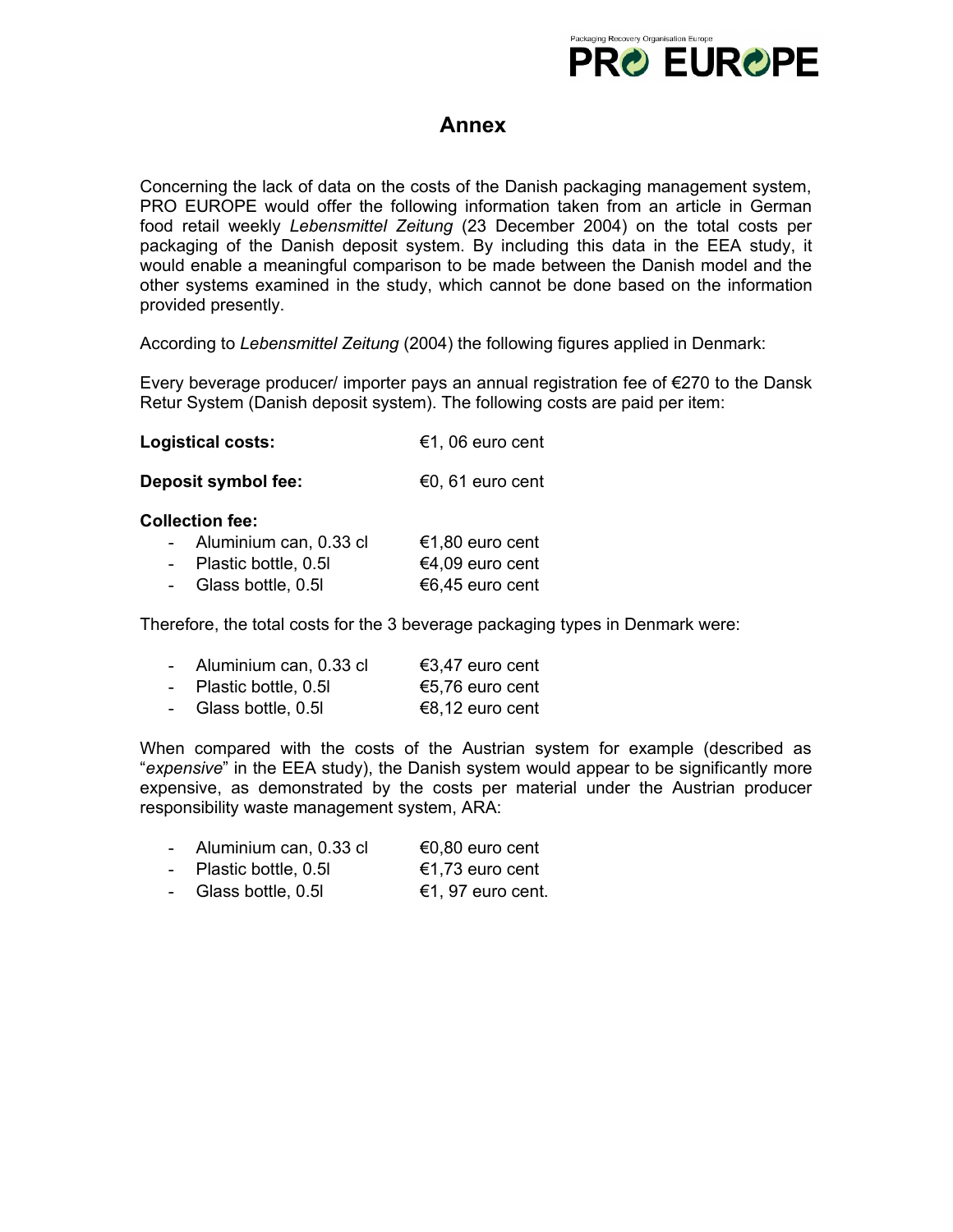# Annex

Concerning the lack of data on the costs of the Danish packaging management system, PRO EUROPE would offer the following information taken from an article in German food retail weekly *Lebensmittel Zeitung* (23 December 2004) on the total costs per packaging of the Danish deposit system. By including this data in the EEA study, it would enable a meaningful comparison to be made between the Danish model and the other systems examined in the study, which cannot be done based on the information provided presently.

According to *Lebensmittel Zeitung* (2004) the following figures applied in Denmark:

Every beverage producer/ importer pays an annual registration fee of €270 to the Dansk Retur System (Danish deposit system). The following costs are paid per item:

**Logistical costs:** €1, 06 euro cent

**Deposit symbol fee:** €0, 61 euro cent

**Collection fee:**

- Aluminium can, 0.33 cl €1,80 euro cent
- Plastic bottle, 0.5l €4,09 euro cent
- Glass bottle, 0.5l €6,45 euro cent

Therefore, the total costs for the 3 beverage packaging types in Denmark were:

- Aluminium can, 0.33 cl €3,47 euro cent
- Plastic bottle, 0.5l €5,76 euro cent
- Glass bottle, 0.5l €8,12 euro cent

When compared with the costs of the Austrian system for example (described as "*expensive*" in the EEA study), the Danish system would appear to be significantly more expensive, as demonstrated by the costs per material under the Austrian producer responsibility waste management system, ARA:

- Aluminium can, 0.33 cl €0,80 euro cent
- Plastic bottle, 0.5l €1,73 euro cent
- Glass bottle, 0.5l €1, 97 euro cent.